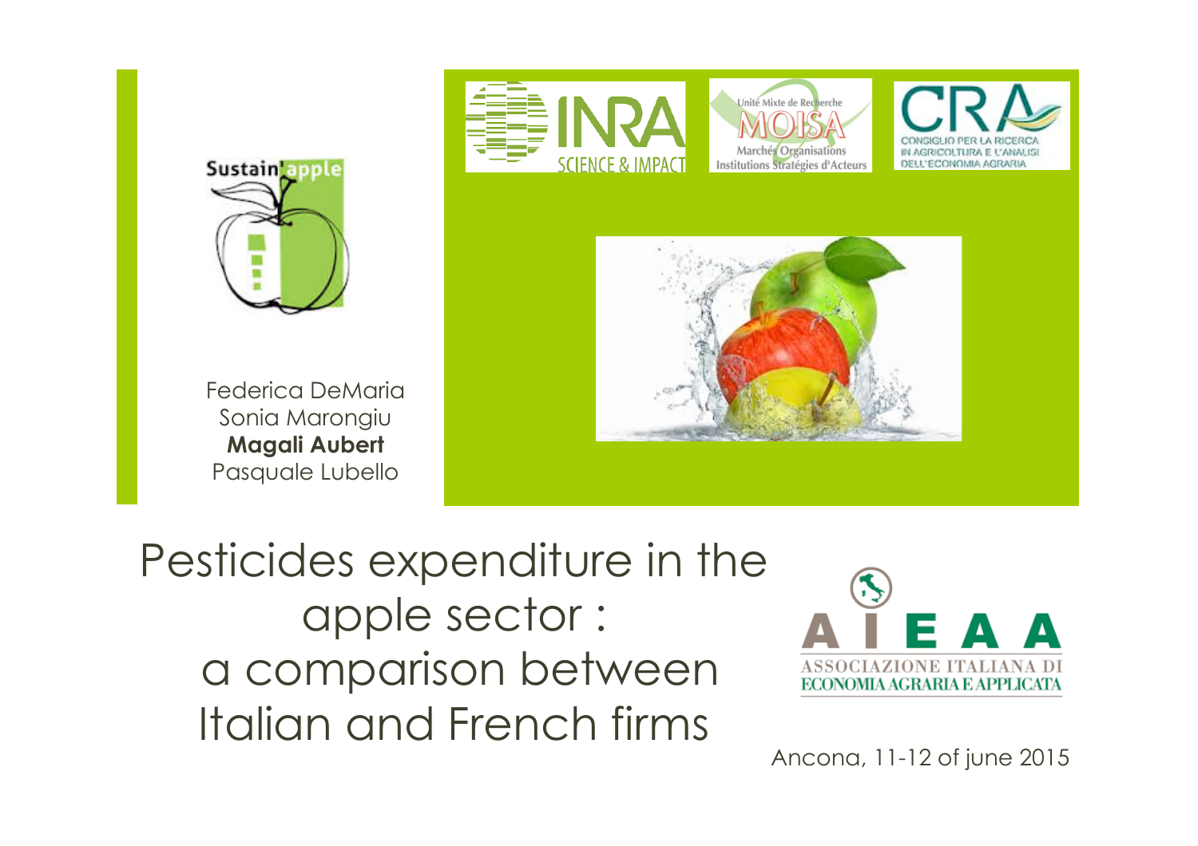# Pesticides expenditure in the apple sector : a comparison between Italian and French firms

Federica DeMaria
Sonia Marongiu
**Magali Aubert**
Pasquale Lubello

Ancona, 11-12 of june 2015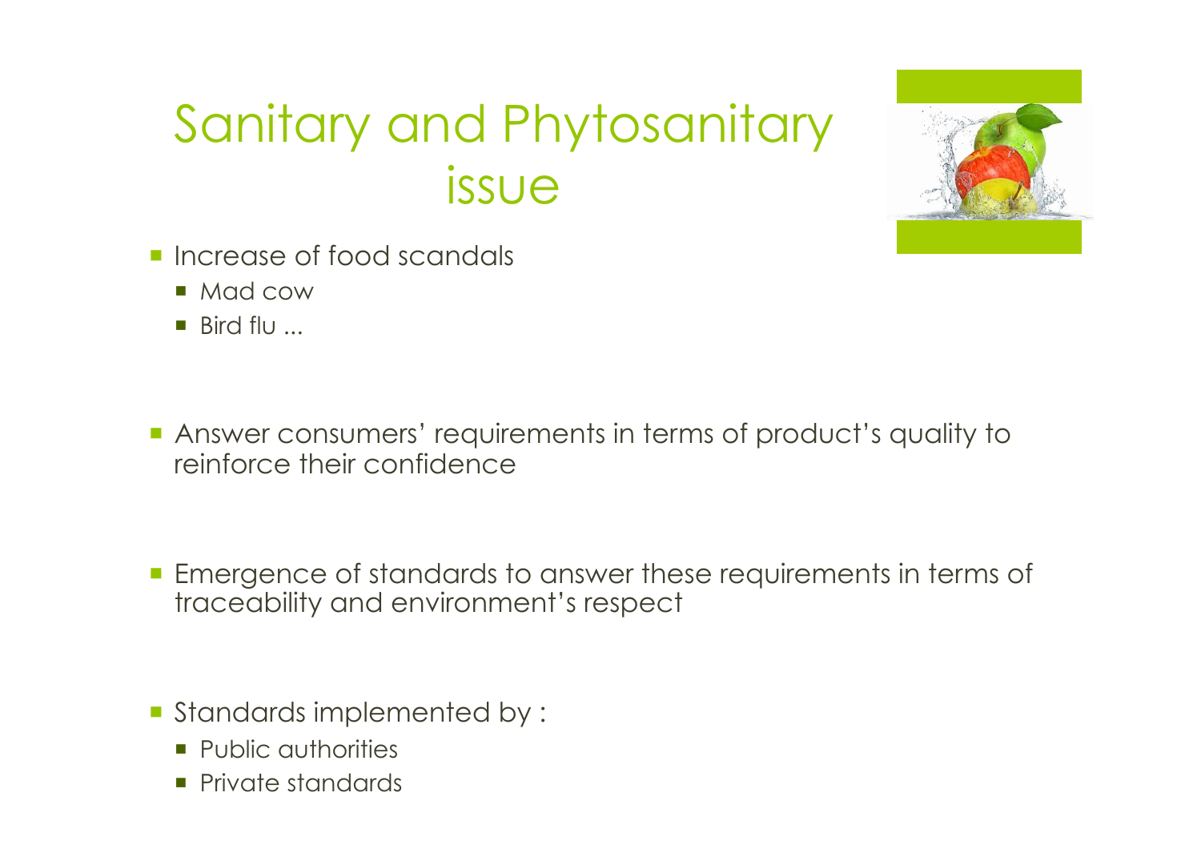# Sanitary and Phytosanitary issue

- Increase of food scandals
  - Mad cow
  - Bird flu ...

- Answer consumers' requirements in terms of product's quality to reinforce their confidence

- Emergence of standards to answer these requirements in terms of traceability and environment's respect

- Standards implemented by :
  - Public authorities
  - Private standards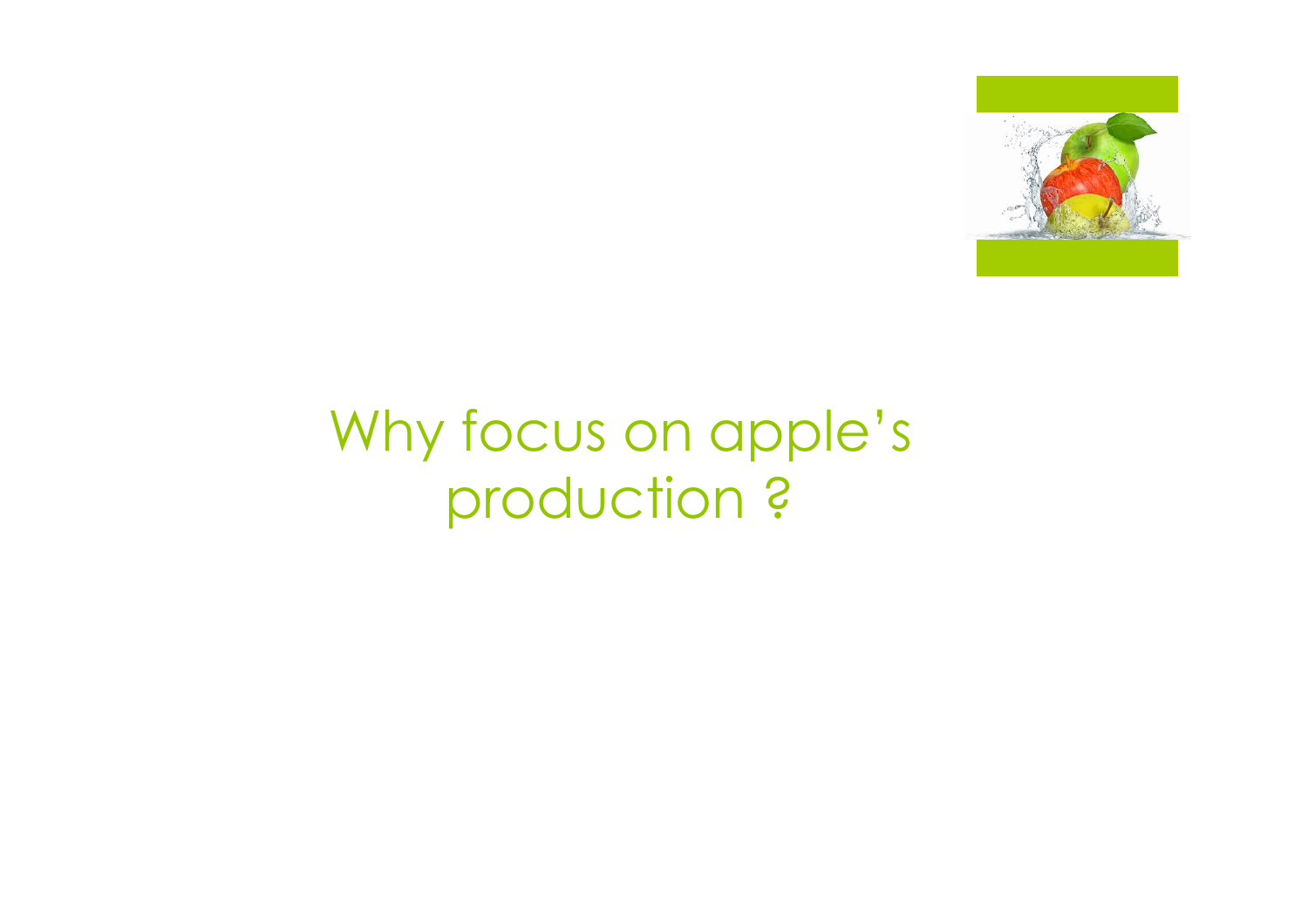# Why focus on apple's production ?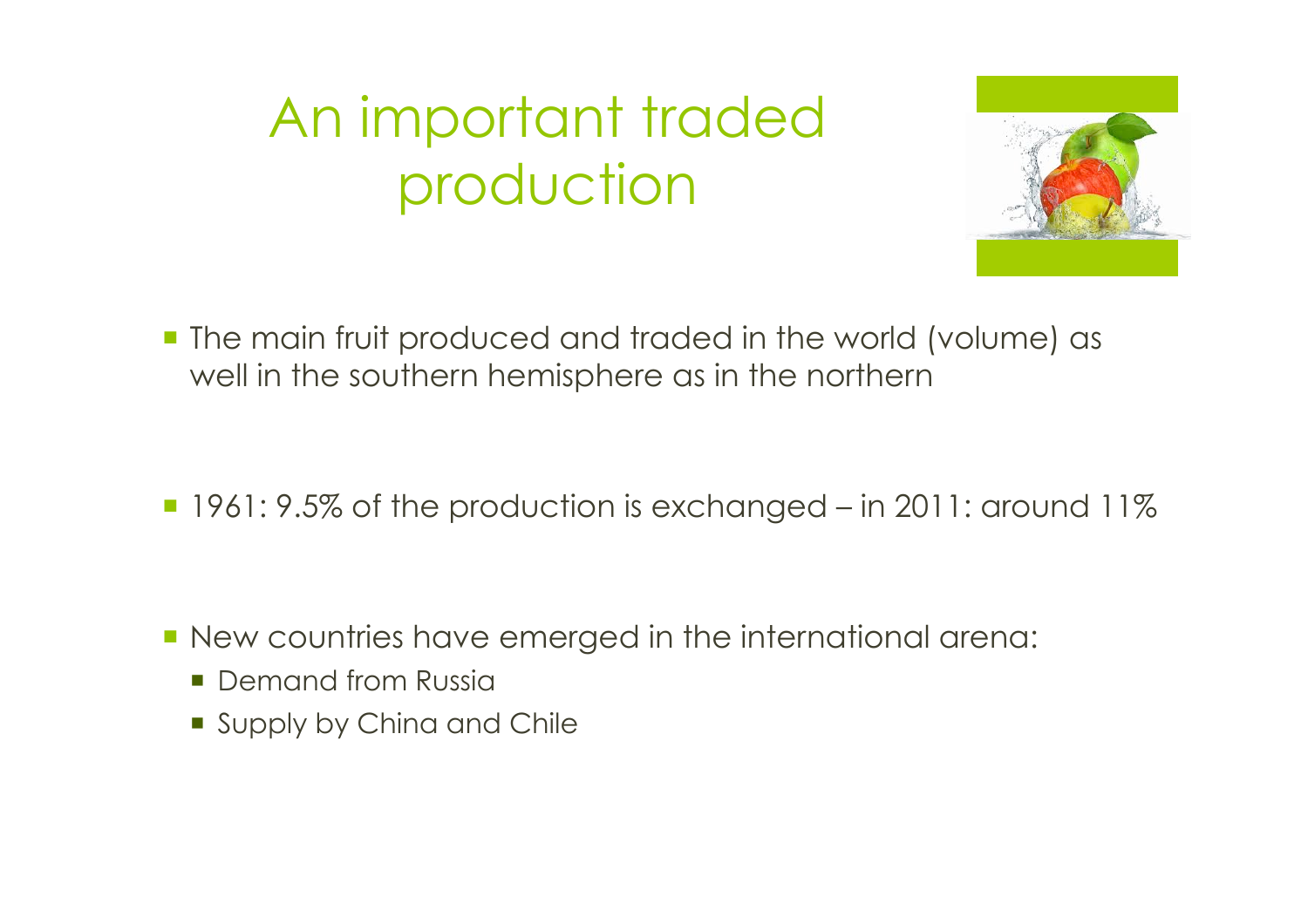# An important traded production

- The main fruit produced and traded in the world (volume) as well in the southern hemisphere as in the northern

- 1961: 9.5% of the production is exchanged – in 2011: around 11%

- New countries have emerged in the international arena:
  - Demand from Russia
  - Supply by China and Chile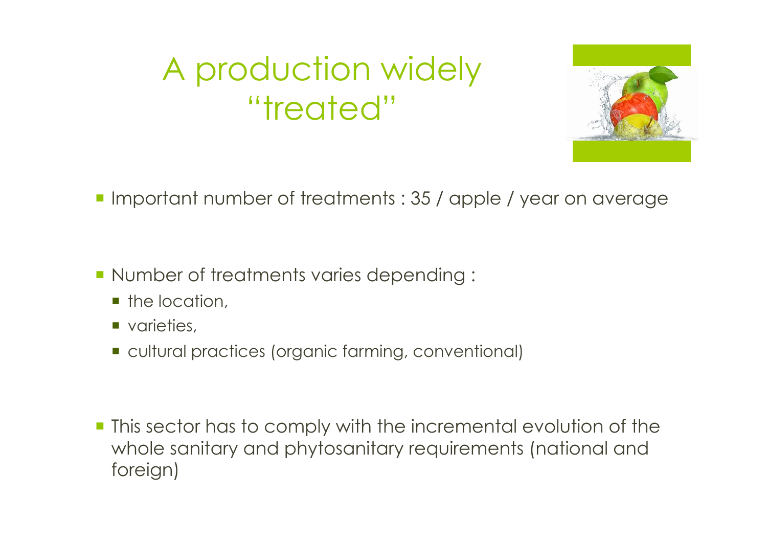# A production widely "treated"

- Important number of treatments : 35 / apple / year on average

- Number of treatments varies depending :
  - the location,
  - varieties,
  - cultural practices (organic farming, conventional)

- This sector has to comply with the incremental evolution of the whole sanitary and phytosanitary requirements (national and foreign)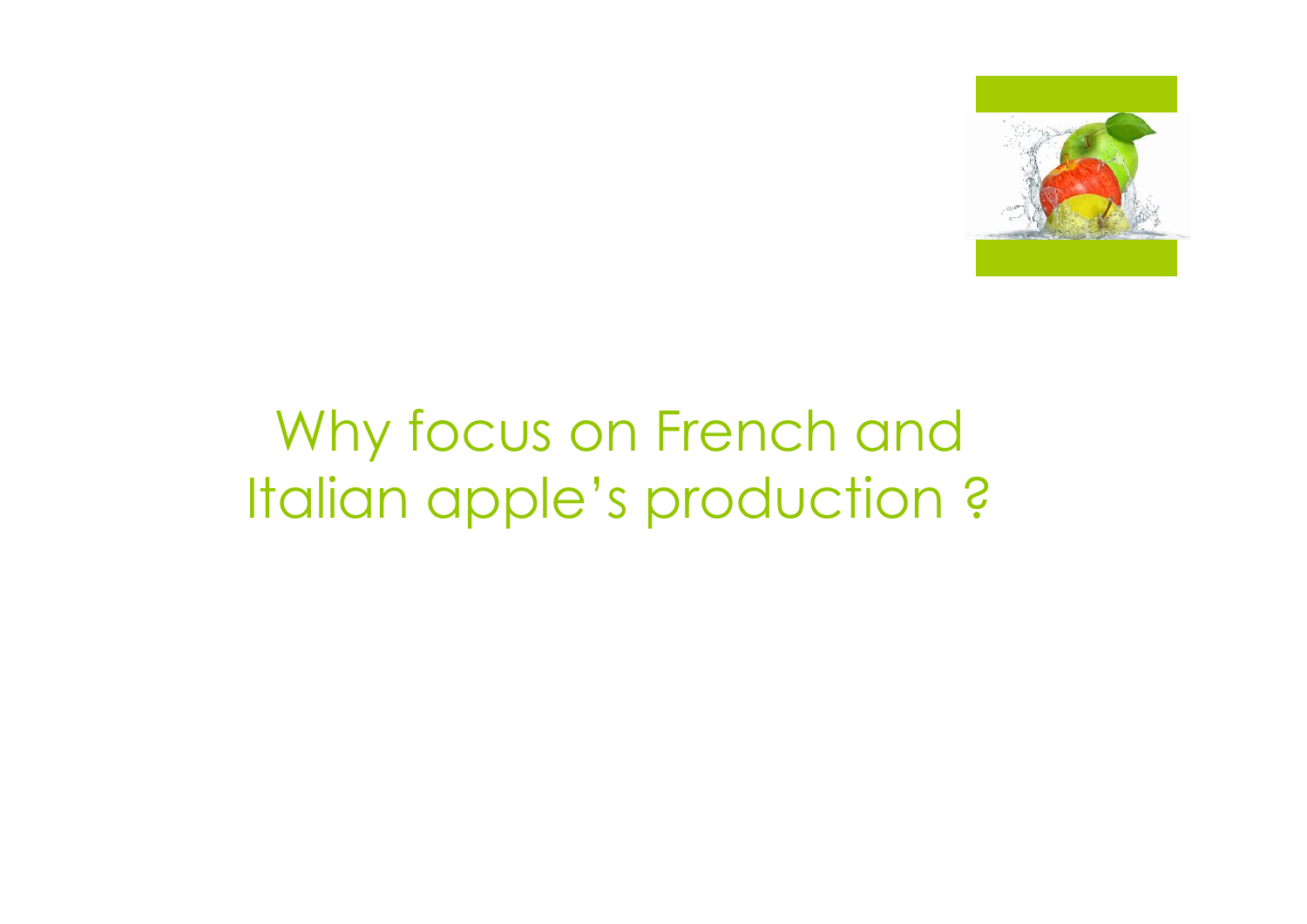# Why focus on French and Italian apple's production ?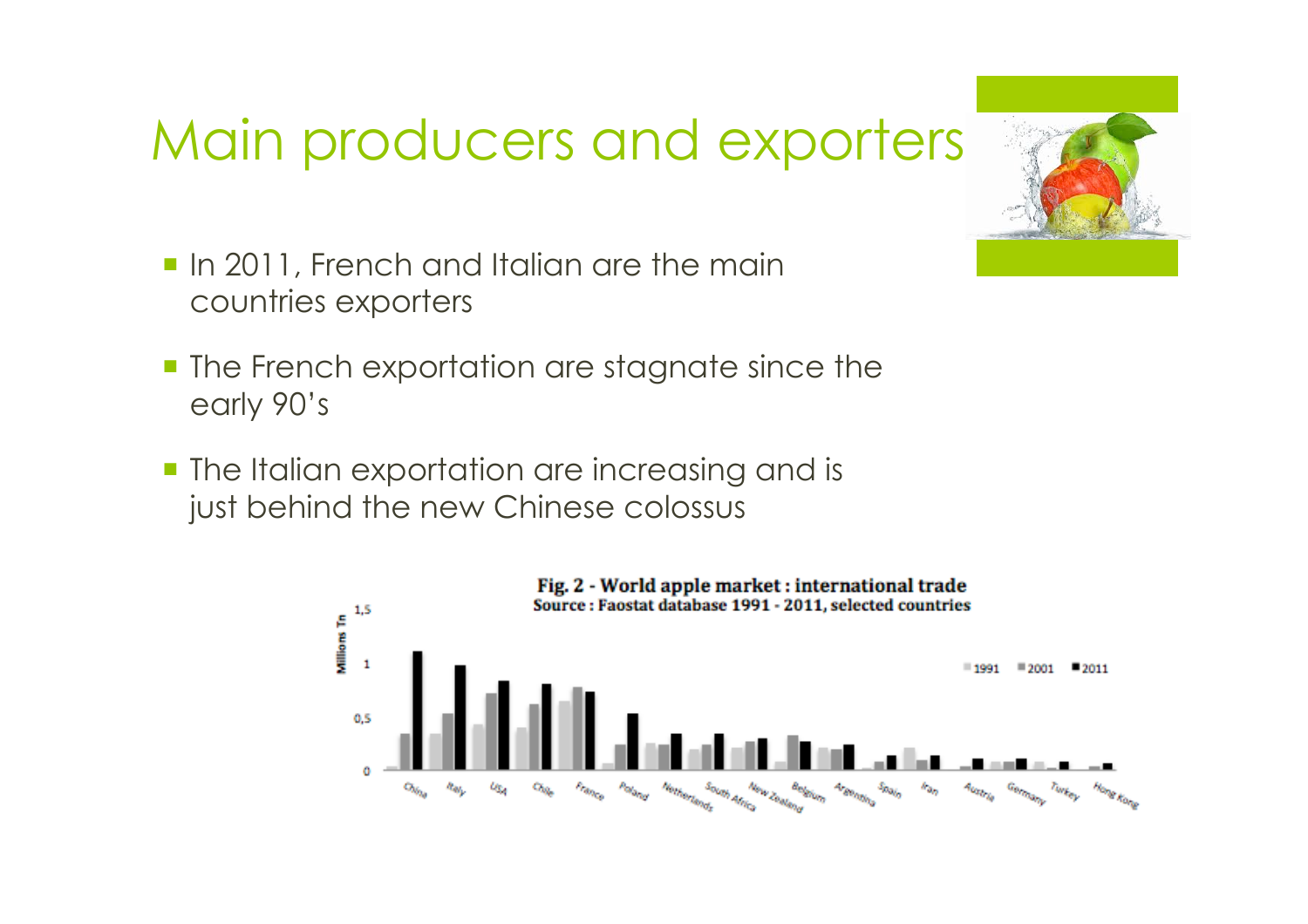# Main producers and exporters

- In 2011, French and Italian are the main countries exporters
- The French exportation are stagnate since the early 90's
- The Italian exportation are increasing and is just behind the new Chinese colossus

**Fig. 2 - World apple market : international trade**
**Source : Faostat database 1991 - 2011, selected countries**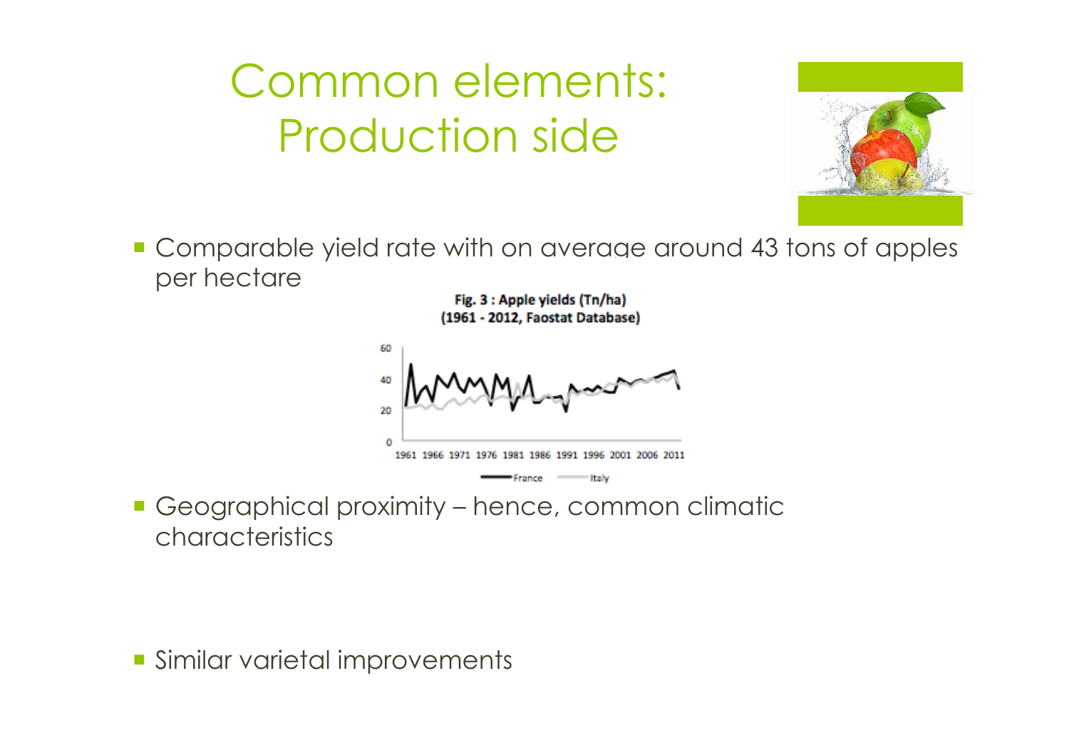# Common elements: Production side

- Comparable yield rate with on average around 43 tons of apples per hectare

Fig. 3 : Apple yields (Tn/ha) (1961 - 2012, Faostat Database)

- Geographical proximity – hence, common climatic characteristics
- Similar varietal improvements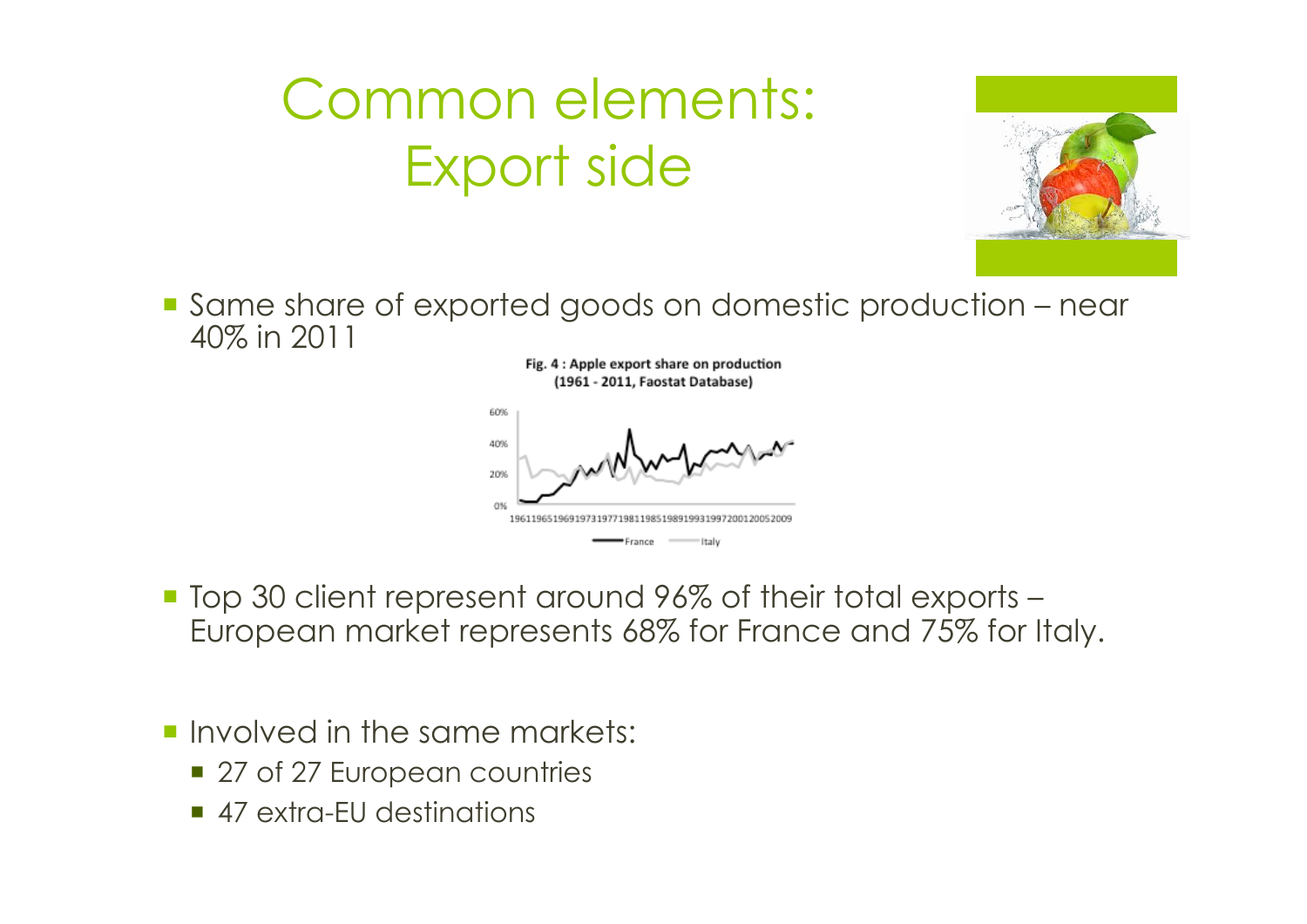# Common elements: Export side

- Same share of exported goods on domestic production – near 40% in 2011

Fig. 4 : Apple export share on production (1961 - 2011, Faostat Database)

- Top 30 client represent around 96% of their total exports – European market represents 68% for France and 75% for Italy.

- Involved in the same markets:
  - 27 of 27 European countries
  - 47 extra-EU destinations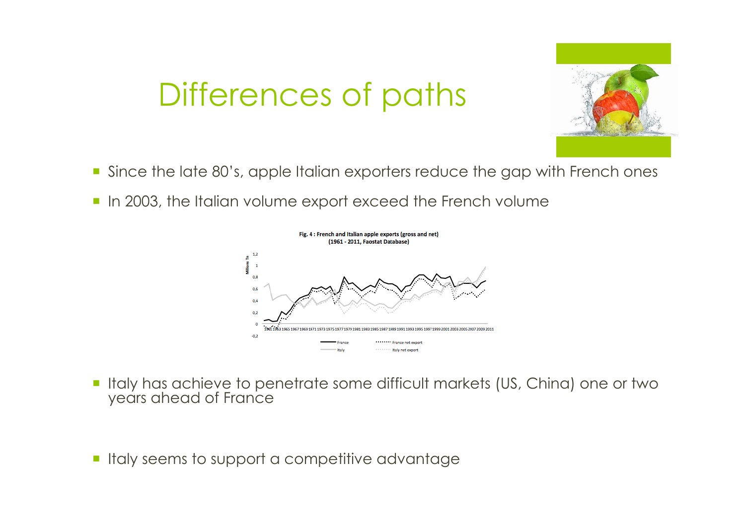# Differences of paths

- Since the late 80's, apple Italian exporters reduce the gap with French ones
- In 2003, the Italian volume export exceed the French volume

**Fig. 4 : French and Italian apple exports (gross and net) (1961 - 2011, Faostat Database)**

- Italy has achieve to penetrate some difficult markets (US, China) one or two years ahead of France

- Italy seems to support a competitive advantage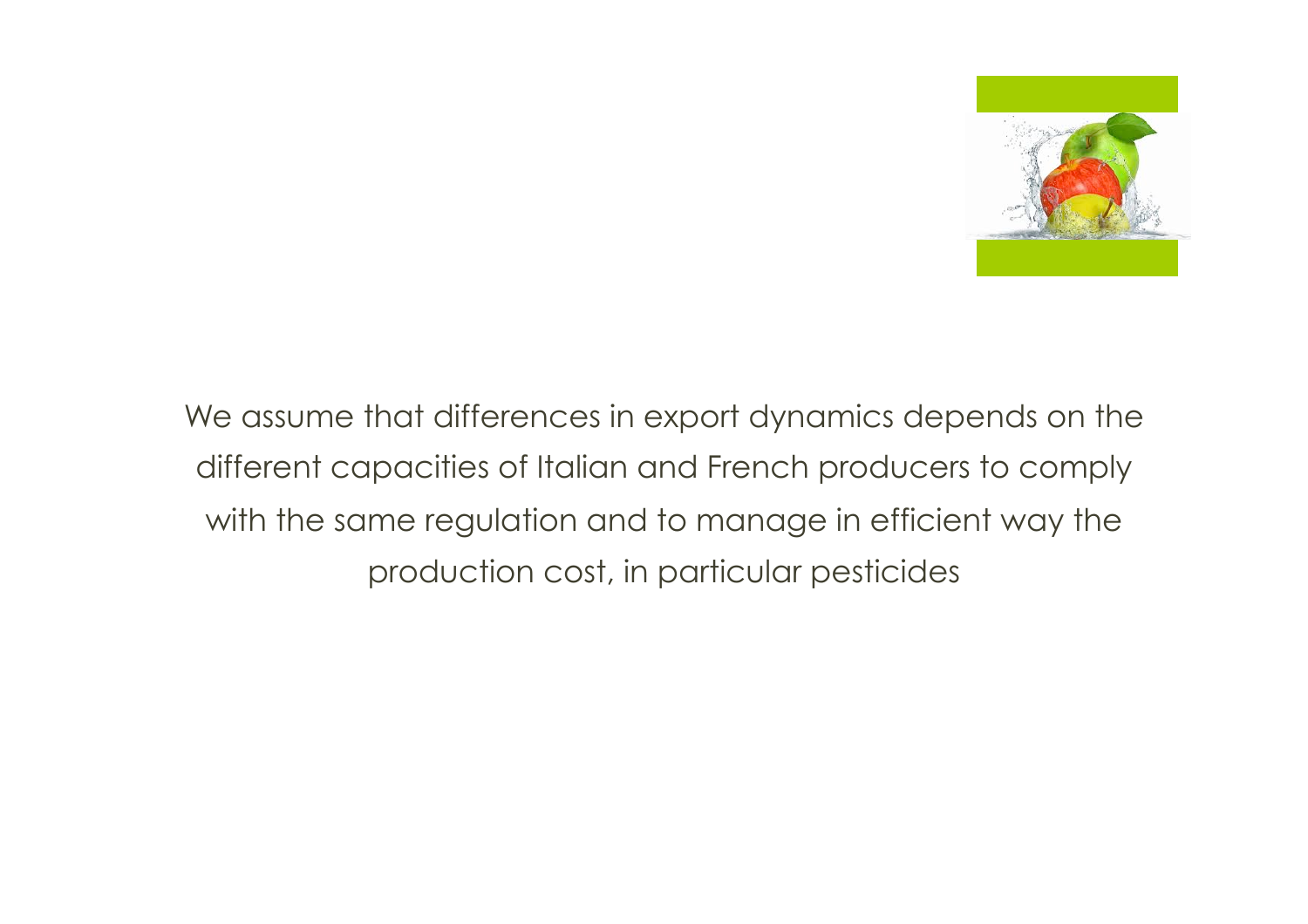We assume that differences in export dynamics depends on the different capacities of Italian and French producers to comply with the same regulation and to manage in efficient way the production cost, in particular pesticides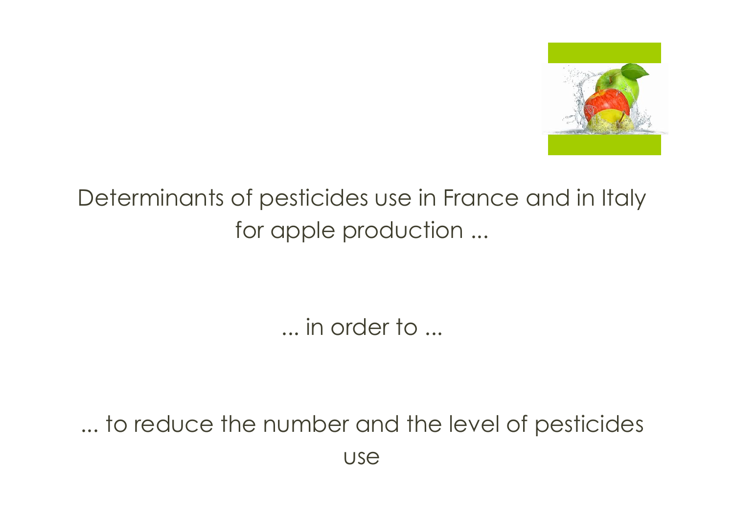Determinants of pesticides use in France and in Italy for apple production ...

... in order to ...

... to reduce the number and the level of pesticides use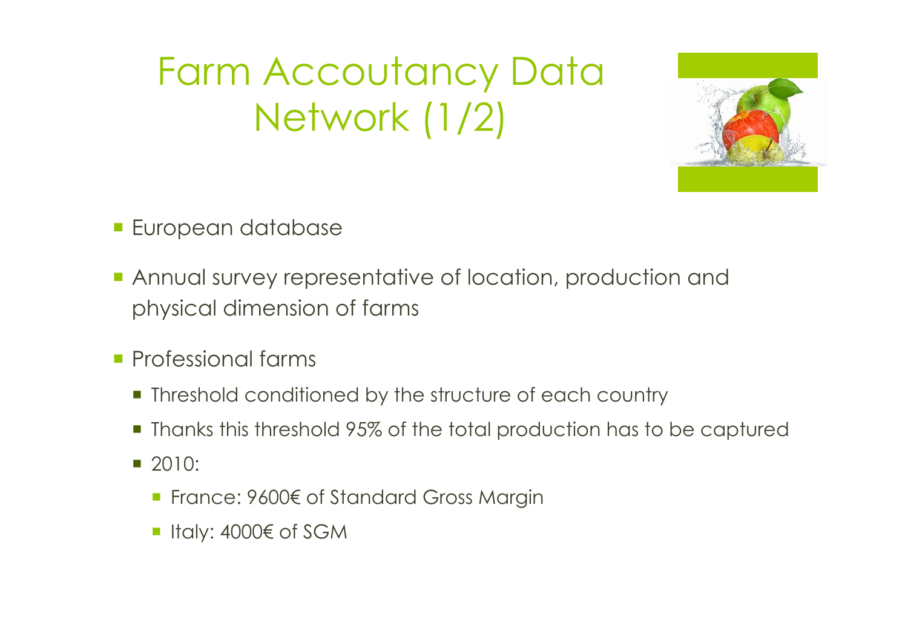# Farm Accoutancy Data Network (1/2)

- European database
- Annual survey representative of location, production and physical dimension of farms
- Professional farms
  - Threshold conditioned by the structure of each country
  - Thanks this threshold 95% of the total production has to be captured
  - 2010:
    - France: 9600€ of Standard Gross Margin
    - Italy: 4000€ of SGM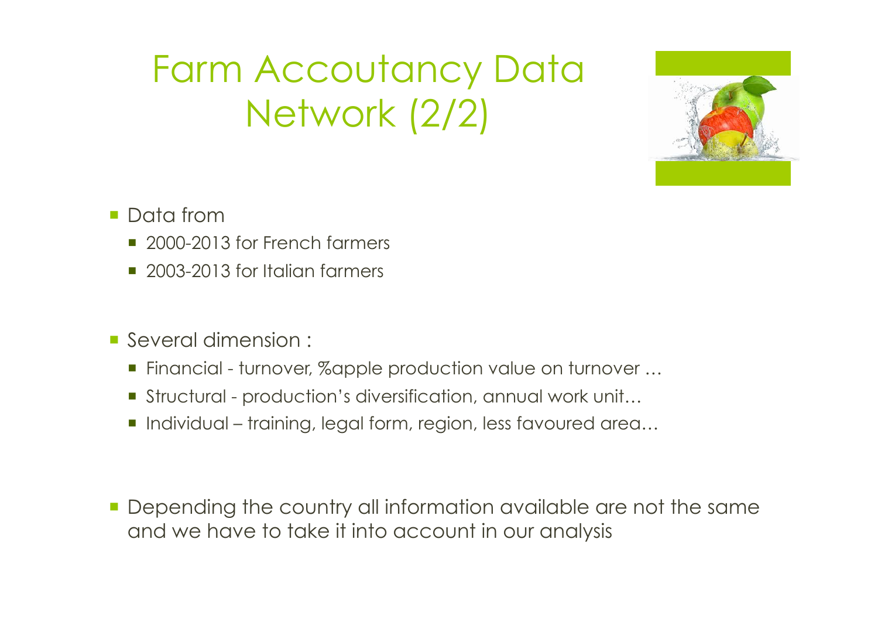# Farm Accoutancy Data Network (2/2)

- Data from
  - 2000-2013 for French farmers
  - 2003-2013 for Italian farmers

- Several dimension :
  - Financial - turnover, %apple production value on turnover …
  - Structural - production's diversification, annual work unit…
  - Individual – training, legal form, region, less favoured area…

- Depending the country all information available are not the same and we have to take it into account in our analysis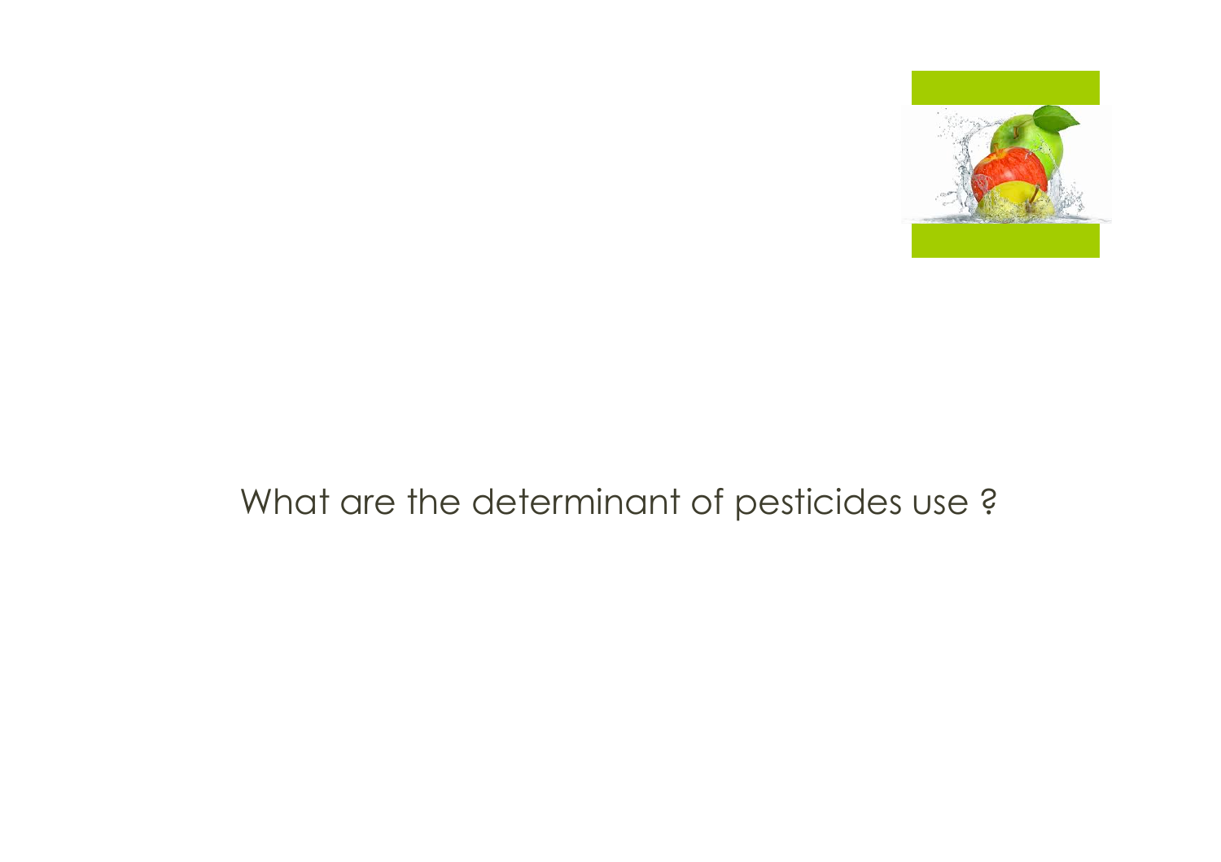What are the determinant of pesticides use ?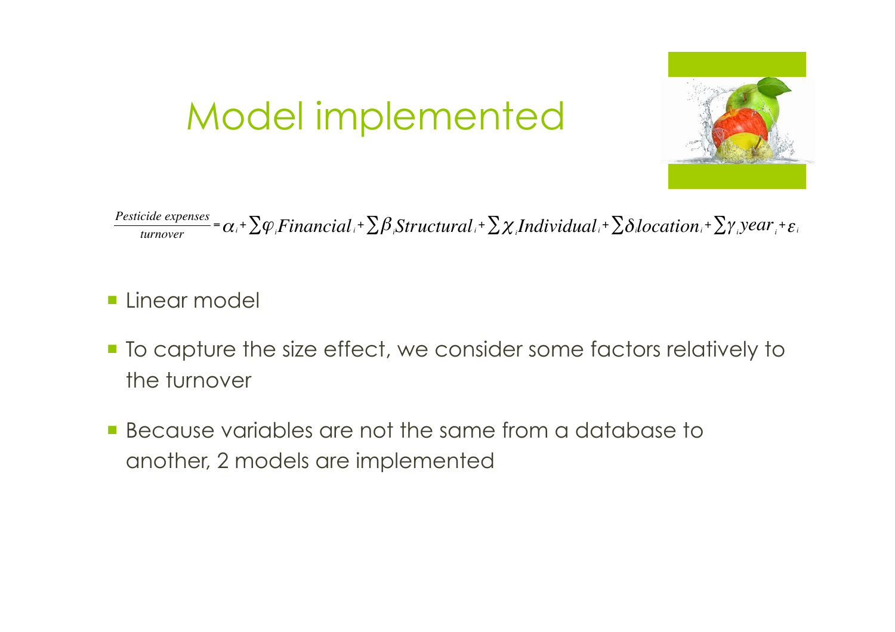# Model implemented

$$\frac{\textit{Pesticide expenses}}{\textit{turnover}} = \alpha_i + \sum \varphi_i Financial_i + \sum \beta_i Structural_i + \sum \chi_i Individual_i + \sum \delta_i location_i + \sum \gamma_i year_i + \varepsilon_i$$

- Linear model
- To capture the size effect, we consider some factors relatively to the turnover
- Because variables are not the same from a database to another, 2 models are implemented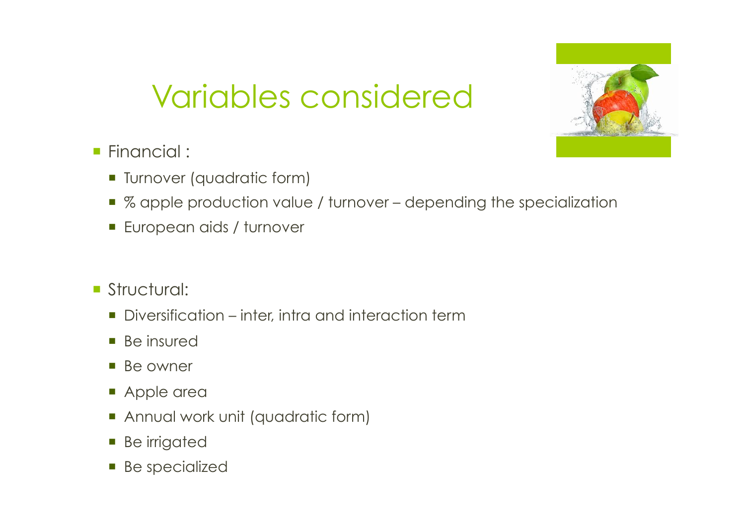# Variables considered

- Financial :
  - Turnover (quadratic form)
  - % apple production value / turnover – depending the specialization
  - European aids / turnover

- Structural:
  - Diversification – inter, intra and interaction term
  - Be insured
  - Be owner
  - Apple area
  - Annual work unit (quadratic form)
  - Be irrigated
  - Be specialized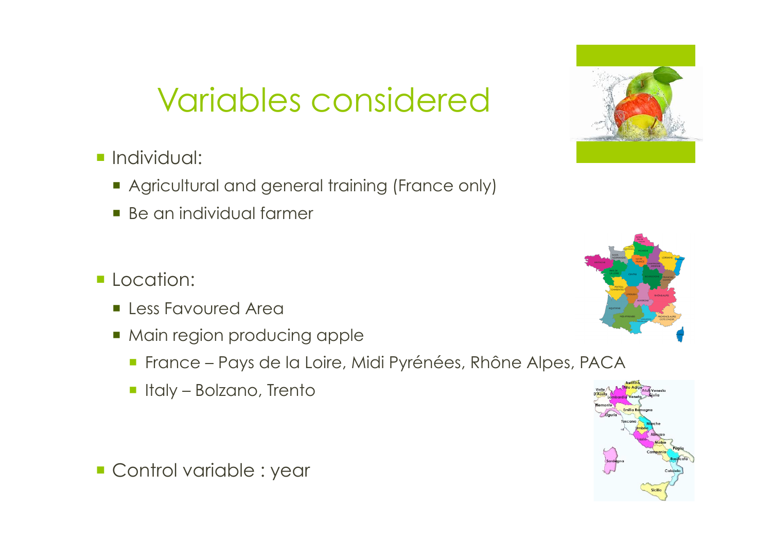# Variables considered

- Individual:
  - Agricultural and general training (France only)
  - Be an individual farmer

- Location:
  - Less Favoured Area
  - Main region producing apple
    - France – Pays de la Loire, Midi Pyrénées, Rhône Alpes, PACA
    - Italy – Bolzano, Trento

- Control variable : year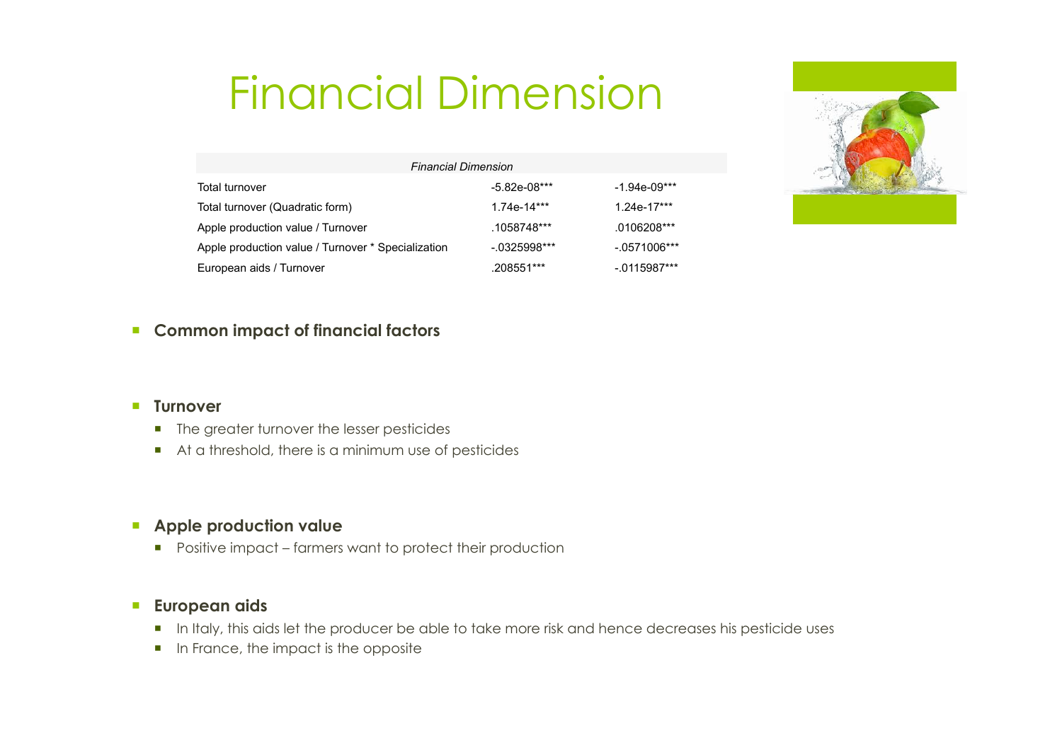# Financial Dimension

| *Financial Dimension* | | |
|---|---|---|
| Total turnover | -5.82e-08*** | -1.94e-09*** |
| Total turnover (Quadratic form) | 1.74e-14*** | 1.24e-17*** |
| Apple production value / Turnover | .1058748*** | .0106208*** |
| Apple production value / Turnover * Specialization | -.0325998*** | -.0571006*** |
| European aids / Turnover | .208551*** | -.0115987*** |

- **Common impact of financial factors**

- **Turnover**
  - The greater turnover the lesser pesticides
  - At a threshold, there is a minimum use of pesticides

- **Apple production value**
  - Positive impact – farmers want to protect their production

- **European aids**
  - In Italy, this aids let the producer be able to take more risk and hence decreases his pesticide uses
  - In France, the impact is the opposite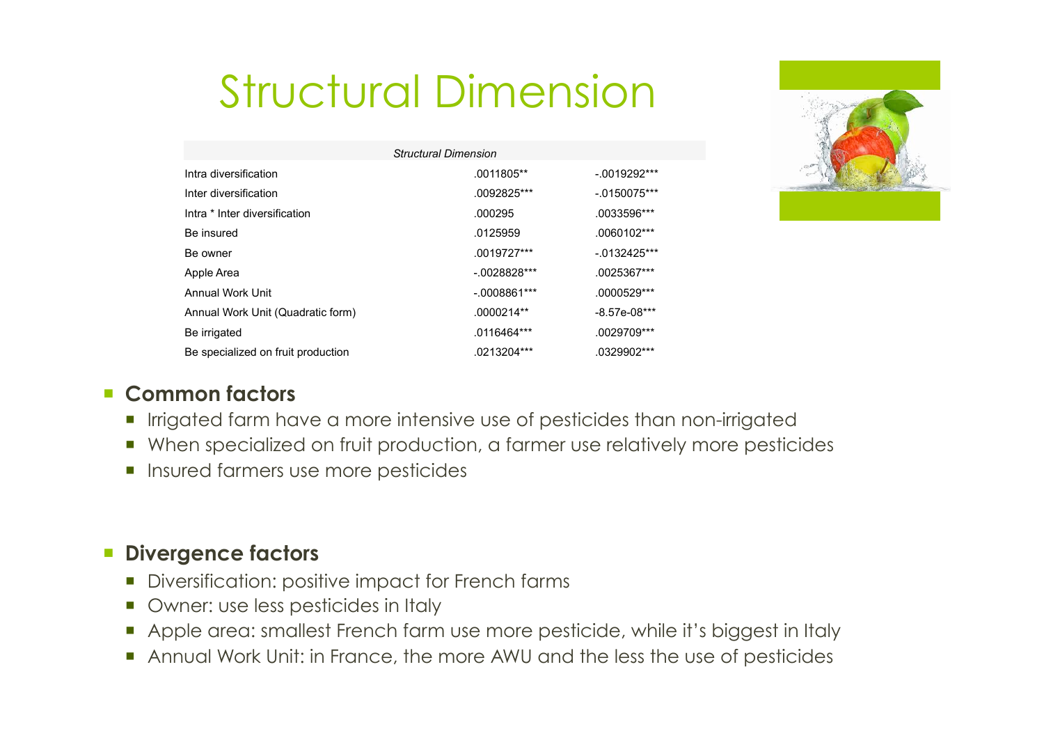# Structural Dimension

| *Structural Dimension* | | |
|---|---|---|
| Intra diversification | .0011805** | -.0019292*** |
| Inter diversification | .0092825*** | -.0150075*** |
| Intra * Inter diversification | .000295 | .0033596*** |
| Be insured | .0125959 | .0060102*** |
| Be owner | .0019727*** | -.0132425*** |
| Apple Area | -.0028828*** | .0025367*** |
| Annual Work Unit | -.0008861*** | .0000529*** |
| Annual Work Unit (Quadratic form) | .0000214** | -8.57e-08*** |
| Be irrigated | .0116464*** | .0029709*** |
| Be specialized on fruit production | .0213204*** | .0329902*** |

- **Common factors**
  - Irrigated farm have a more intensive use of pesticides than non-irrigated
  - When specialized on fruit production, a farmer use relatively more pesticides
  - Insured farmers use more pesticides

- **Divergence factors**
  - Diversification: positive impact for French farms
  - Owner: use less pesticides in Italy
  - Apple area: smallest French farm use more pesticide, while it's biggest in Italy
  - Annual Work Unit: in France, the more AWU and the less the use of pesticides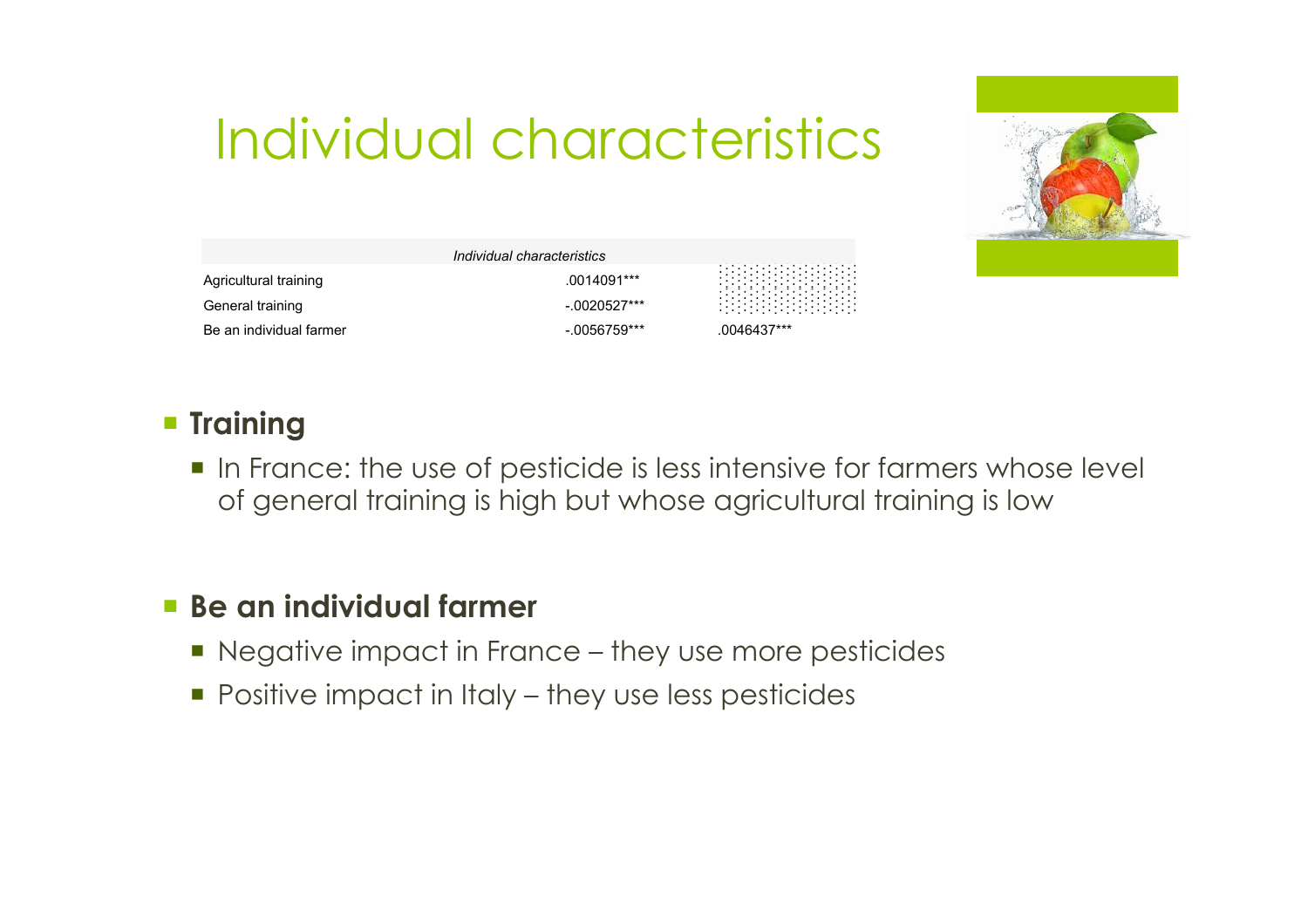# Individual characteristics

| Individual characteristics | | |
|---|---|---|
| Agricultural training | .0014091*** | |
| General training | -.0020527*** | |
| Be an individual farmer | -.0056759*** | .0046437*** |

- **Training**
  - In France: the use of pesticide is less intensive for farmers whose level of general training is high but whose agricultural training is low

- **Be an individual farmer**
  - Negative impact in France – they use more pesticides
  - Positive impact in Italy – they use less pesticides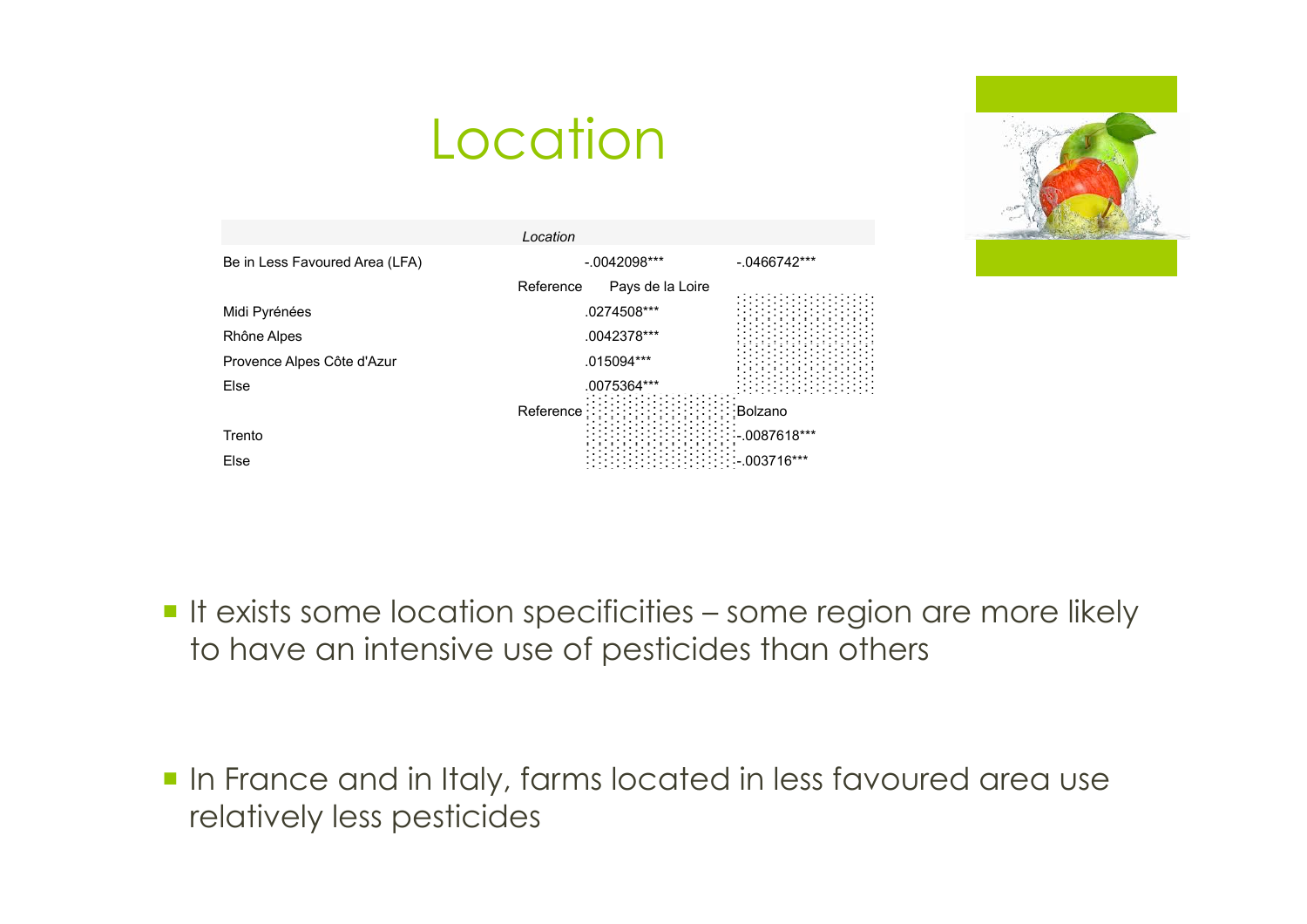# Location

| *Location* | | |
|---|---|---|
| Be in Less Favoured Area (LFA) | -.0042098*** | -.0466742*** |
| Reference | Pays de la Loire | |
| Midi Pyrénées | .0274508*** | |
| Rhône Alpes | .0042378*** | |
| Provence Alpes Côte d'Azur | .015094*** | |
| Else | .0075364*** | |
| Reference | | Bolzano |
| Trento | | -.0087618*** |
| Else | | -.003716*** |

- It exists some location specificities – some region are more likely to have an intensive use of pesticides than others

- In France and in Italy, farms located in less favoured area use relatively less pesticides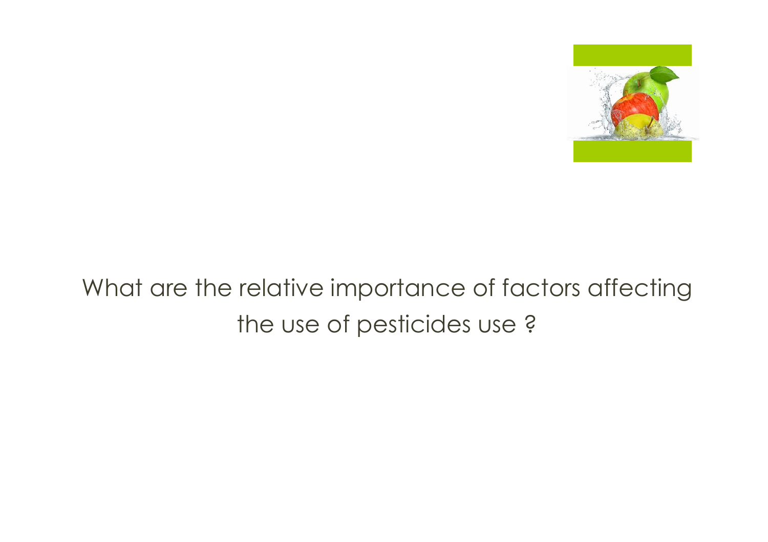What are the relative importance of factors affecting the use of pesticides use ?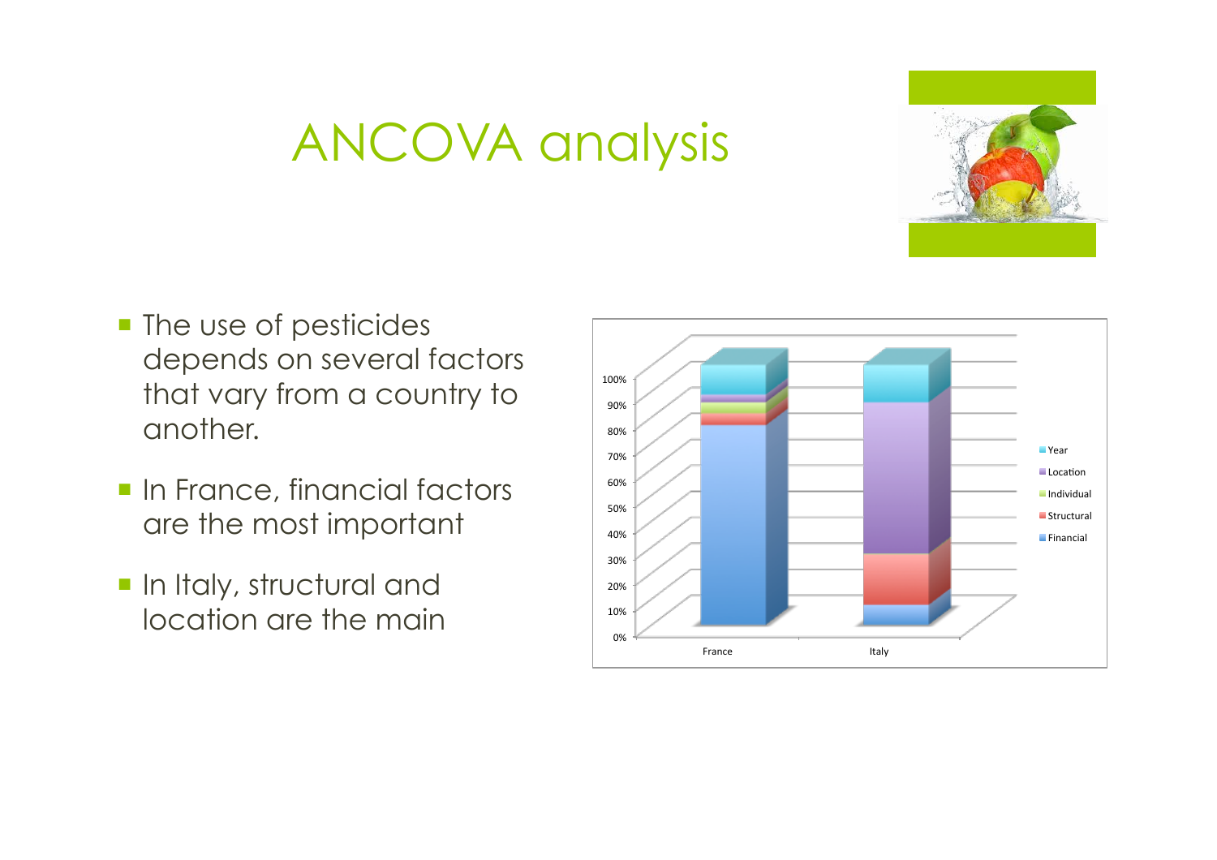# ANCOVA analysis

- The use of pesticides depends on several factors that vary from a country to another.
- In France, financial factors are the most important
- In Italy, structural and location are the main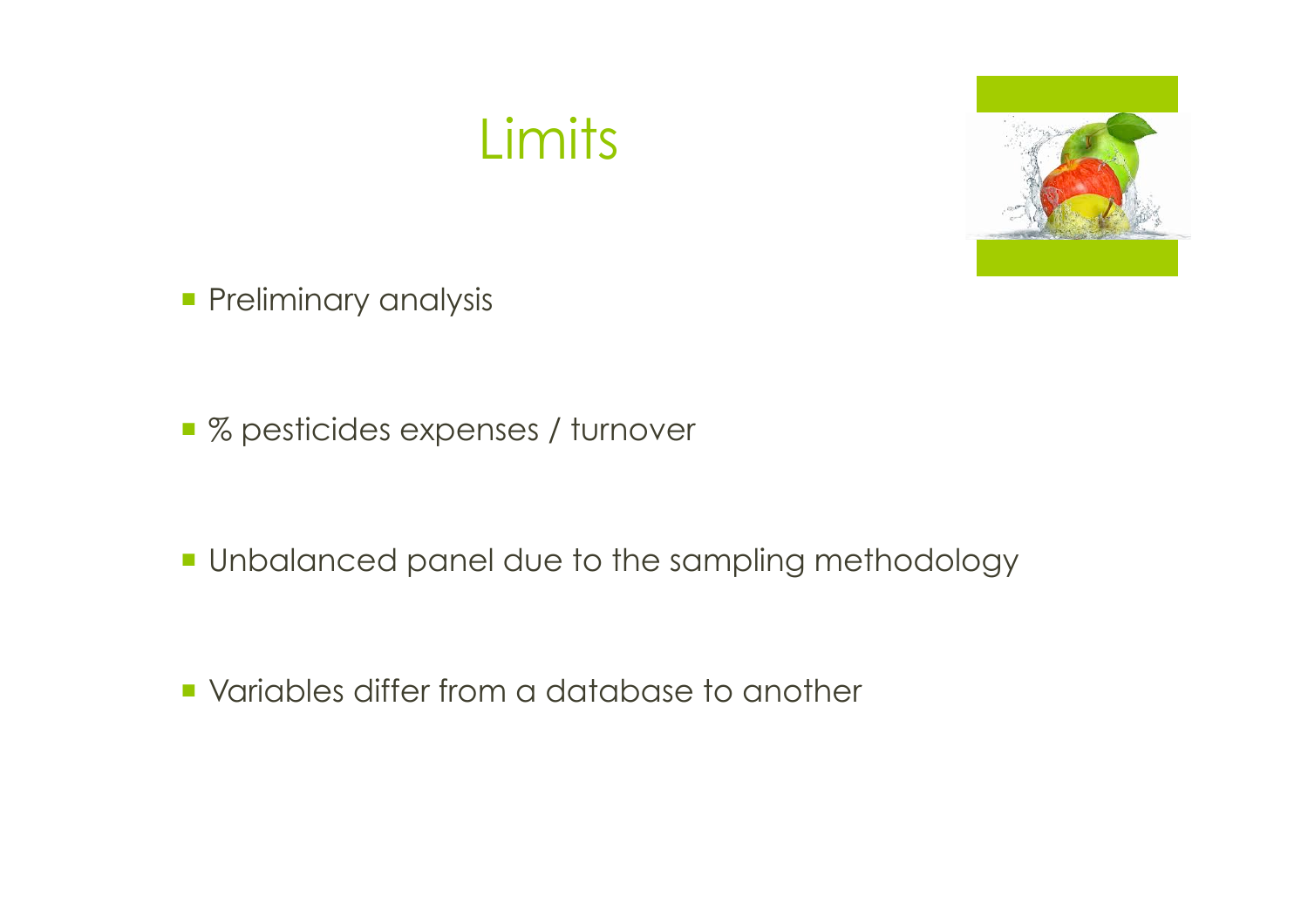# Limits

- Preliminary analysis
- % pesticides expenses / turnover
- Unbalanced panel due to the sampling methodology
- Variables differ from a database to another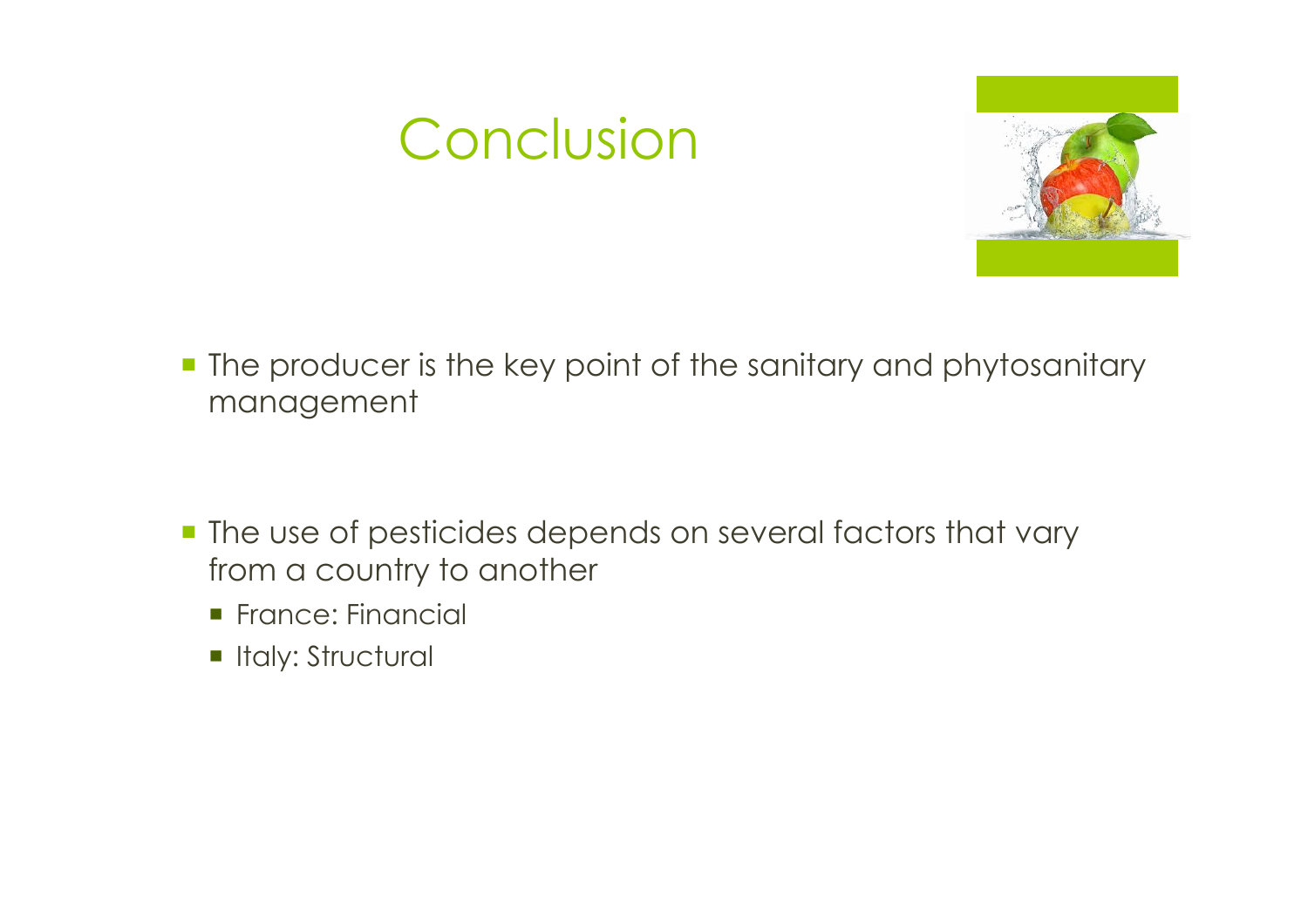# Conclusion

- The producer is the key point of the sanitary and phytosanitary management

- The use of pesticides depends on several factors that vary from a country to another
  - France: Financial
  - Italy: Structural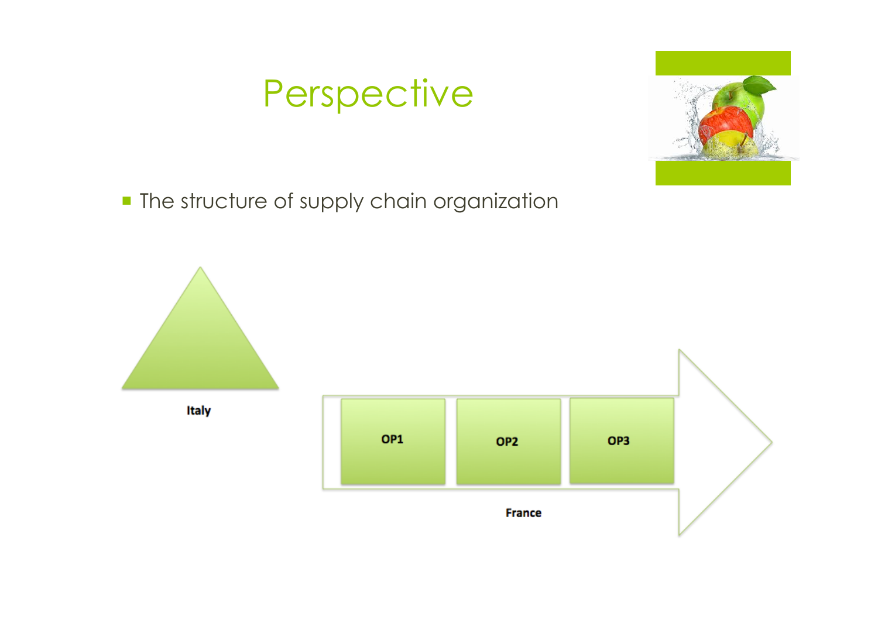# Perspective

- The structure of supply chain organization

Italy

OP1 OP2 OP3

France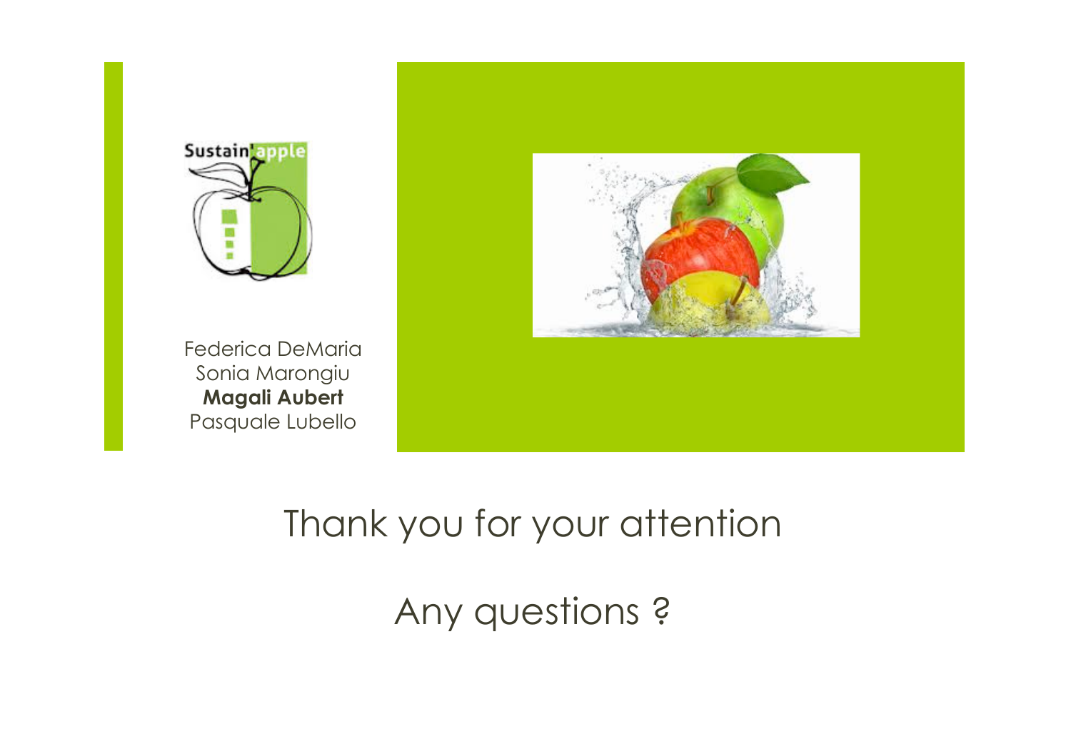Sustain'apple

Federica DeMaria
Sonia Marongiu
**Magali Aubert**
Pasquale Lubello

Thank you for your attention

Any questions ?